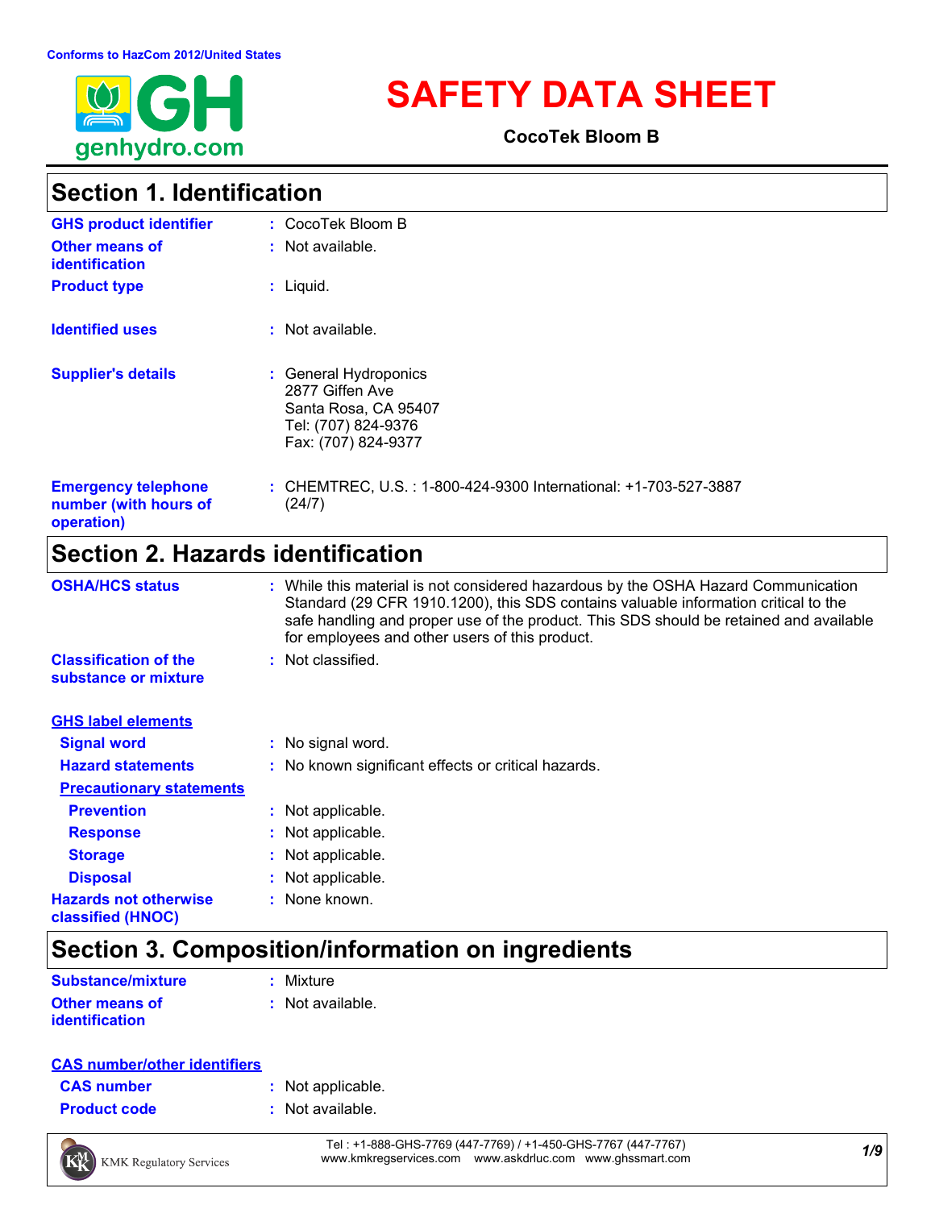Conforms to HazCom 2012/United States

# SAFETY DATA SHEET

**CocoTek Bloom B**

## Section 1. Identification

| | |
|---|---|
| **GHS product identifier** | : CocoTek Bloom B |
| **Other means of identification** | : Not available. |
| **Product type** | : Liquid. |
| **Identified uses** | : Not available. |
| **Supplier's details** | : General Hydroponics<br>2877 Giffen Ave<br>Santa Rosa, CA 95407<br>Tel: (707) 824-9376<br>Fax: (707) 824-9377 |
| **Emergency telephone number (with hours of operation)** | : CHEMTREC, U.S. : 1-800-424-9300 International: +1-703-527-3887 (24/7) |

## Section 2. Hazards identification

| | |
|---|---|
| **OSHA/HCS status** | : While this material is not considered hazardous by the OSHA Hazard Communication Standard (29 CFR 1910.1200), this SDS contains valuable information critical to the safe handling and proper use of the product. This SDS should be retained and available for employees and other users of this product. |
| **Classification of the substance or mixture** | : Not classified. |

**GHS label elements**

| | |
|---|---|
| **Signal word** | : No signal word. |
| **Hazard statements** | : No known significant effects or critical hazards. |

**Precautionary statements**

| | |
|---|---|
| **Prevention** | : Not applicable. |
| **Response** | : Not applicable. |
| **Storage** | : Not applicable. |
| **Disposal** | : Not applicable. |
| **Hazards not otherwise classified (HNOC)** | : None known. |

## Section 3. Composition/information on ingredients

| | |
|---|---|
| **Substance/mixture** | : Mixture |
| **Other means of identification** | : Not available. |

**CAS number/other identifiers**

| | |
|---|---|
| **CAS number** | : Not applicable. |
| **Product code** | : Not available. |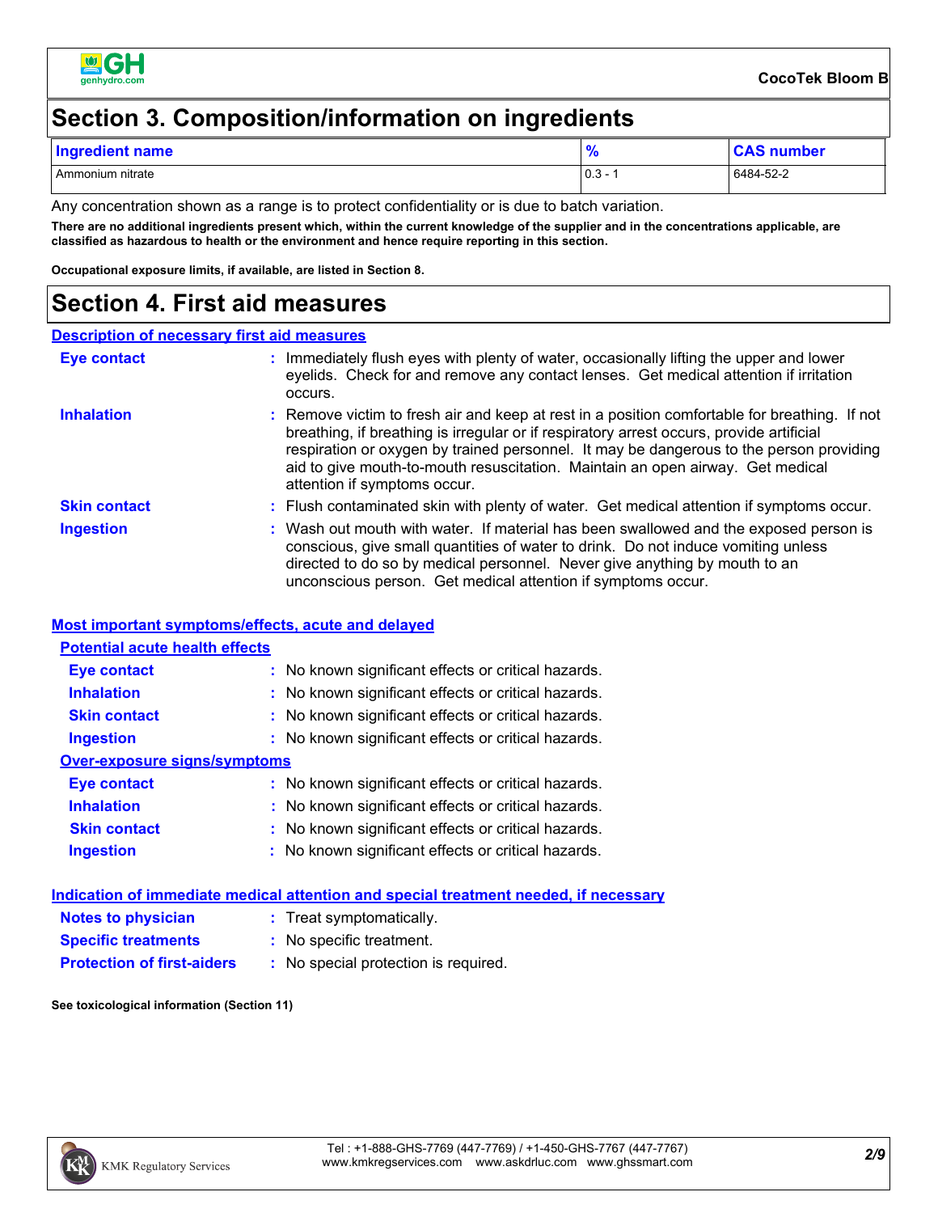## Section 3. Composition/information on ingredients

| Ingredient name | % | CAS number |
|---|---|---|
| Ammonium nitrate | 0.3 - 1 | 6484-52-2 |

Any concentration shown as a range is to protect confidentiality or is due to batch variation.

**There are no additional ingredients present which, within the current knowledge of the supplier and in the concentrations applicable, are classified as hazardous to health or the environment and hence require reporting in this section.**

**Occupational exposure limits, if available, are listed in Section 8.**

## Section 4. First aid measures

### Description of necessary first aid measures

**Eye contact** : Immediately flush eyes with plenty of water, occasionally lifting the upper and lower eyelids. Check for and remove any contact lenses. Get medical attention if irritation occurs.

**Inhalation** : Remove victim to fresh air and keep at rest in a position comfortable for breathing. If not breathing, if breathing is irregular or if respiratory arrest occurs, provide artificial respiration or oxygen by trained personnel. It may be dangerous to the person providing aid to give mouth-to-mouth resuscitation. Maintain an open airway. Get medical attention if symptoms occur.

**Skin contact** : Flush contaminated skin with plenty of water. Get medical attention if symptoms occur.

**Ingestion** : Wash out mouth with water. If material has been swallowed and the exposed person is conscious, give small quantities of water to drink. Do not induce vomiting unless directed to do so by medical personnel. Never give anything by mouth to an unconscious person. Get medical attention if symptoms occur.

### Most important symptoms/effects, acute and delayed

#### Potential acute health effects

**Eye contact** : No known significant effects or critical hazards.

**Inhalation** : No known significant effects or critical hazards.

**Skin contact** : No known significant effects or critical hazards.

**Ingestion** : No known significant effects or critical hazards.

#### Over-exposure signs/symptoms

**Eye contact** : No known significant effects or critical hazards.

**Inhalation** : No known significant effects or critical hazards.

**Skin contact** : No known significant effects or critical hazards.

**Ingestion** : No known significant effects or critical hazards.

### Indication of immediate medical attention and special treatment needed, if necessary

**Notes to physician** : Treat symptomatically.

**Specific treatments** : No specific treatment.

**Protection of first-aiders** : No special protection is required.

**See toxicological information (Section 11)**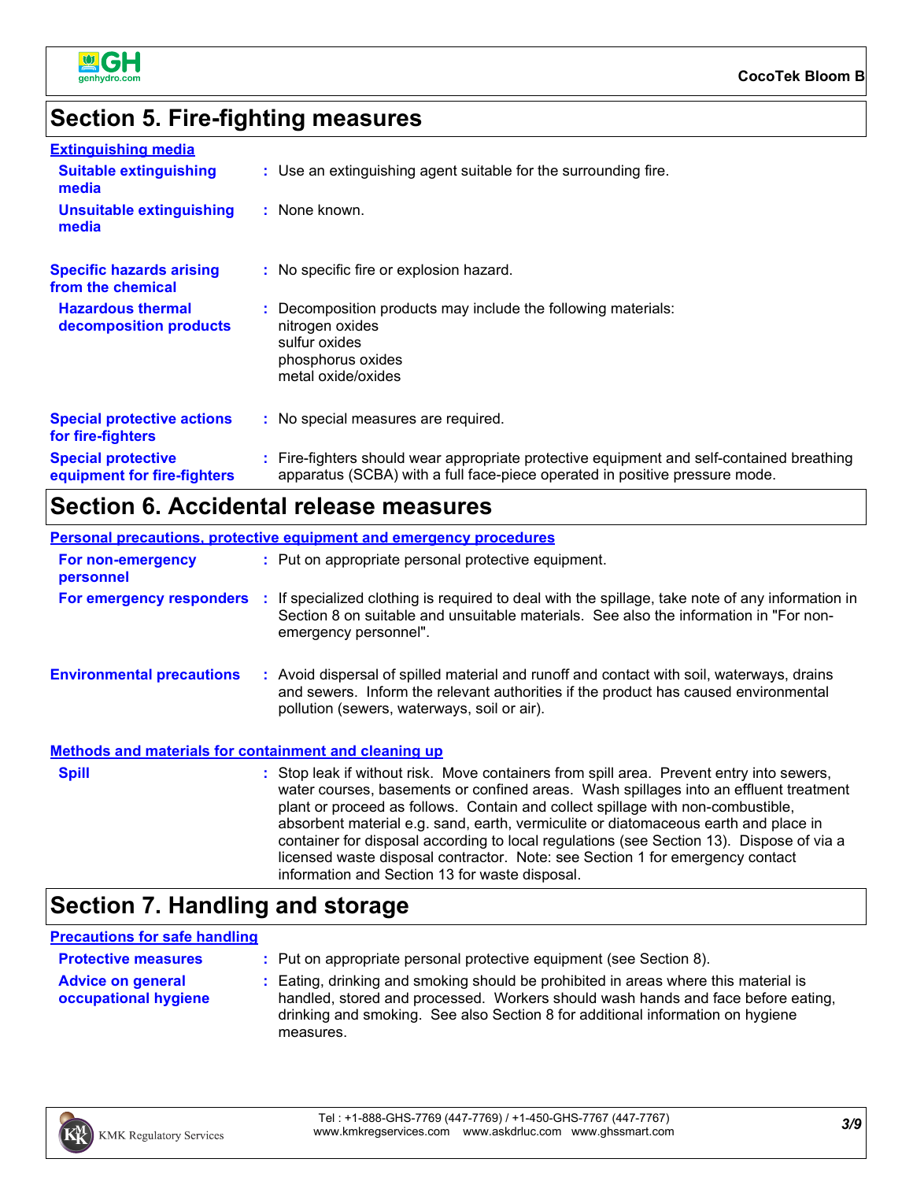## Section 5. Fire-fighting measures

### Extinguishing media

**Suitable extinguishing media** : Use an extinguishing agent suitable for the surrounding fire.

**Unsuitable extinguishing media** : None known.

**Specific hazards arising from the chemical** : No specific fire or explosion hazard.

**Hazardous thermal decomposition products** : Decomposition products may include the following materials:
nitrogen oxides
sulfur oxides
phosphorus oxides
metal oxide/oxides

**Special protective actions for fire-fighters** : No special measures are required.

**Special protective equipment for fire-fighters** : Fire-fighters should wear appropriate protective equipment and self-contained breathing apparatus (SCBA) with a full face-piece operated in positive pressure mode.

## Section 6. Accidental release measures

### Personal precautions, protective equipment and emergency procedures

**For non-emergency personnel** : Put on appropriate personal protective equipment.

**For emergency responders** : If specialized clothing is required to deal with the spillage, take note of any information in Section 8 on suitable and unsuitable materials. See also the information in "For non-emergency personnel".

**Environmental precautions** : Avoid dispersal of spilled material and runoff and contact with soil, waterways, drains and sewers. Inform the relevant authorities if the product has caused environmental pollution (sewers, waterways, soil or air).

### Methods and materials for containment and cleaning up

**Spill** : Stop leak if without risk. Move containers from spill area. Prevent entry into sewers, water courses, basements or confined areas. Wash spillages into an effluent treatment plant or proceed as follows. Contain and collect spillage with non-combustible, absorbent material e.g. sand, earth, vermiculite or diatomaceous earth and place in container for disposal according to local regulations (see Section 13). Dispose of via a licensed waste disposal contractor. Note: see Section 1 for emergency contact information and Section 13 for waste disposal.

## Section 7. Handling and storage

### Precautions for safe handling

**Protective measures** : Put on appropriate personal protective equipment (see Section 8).

**Advice on general occupational hygiene** : Eating, drinking and smoking should be prohibited in areas where this material is handled, stored and processed. Workers should wash hands and face before eating, drinking and smoking. See also Section 8 for additional information on hygiene measures.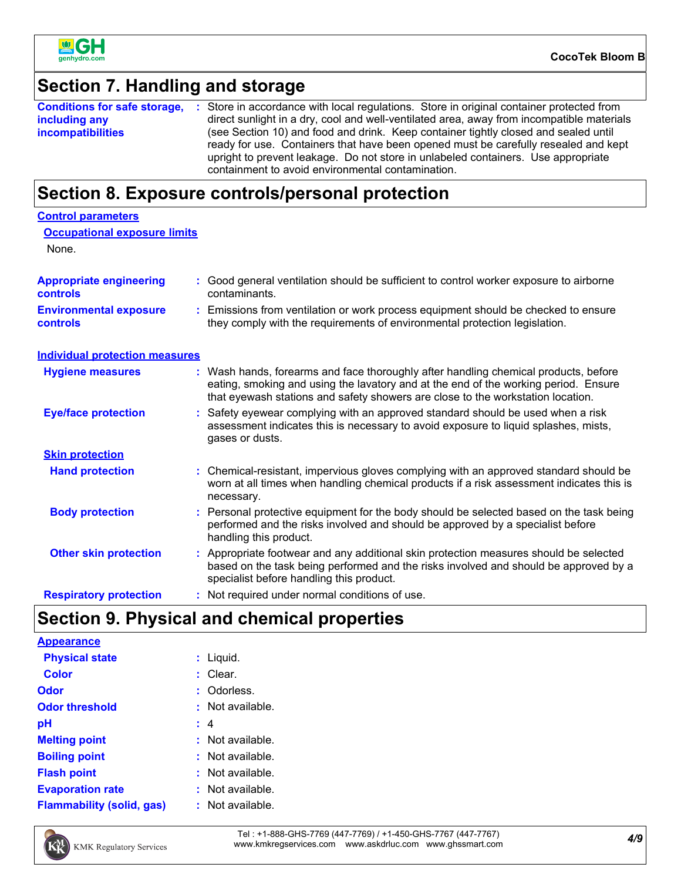## Section 7. Handling and storage

**Conditions for safe storage, including any incompatibilities** : Store in accordance with local regulations. Store in original container protected from direct sunlight in a dry, cool and well-ventilated area, away from incompatible materials (see Section 10) and food and drink. Keep container tightly closed and sealed until ready for use. Containers that have been opened must be carefully resealed and kept upright to prevent leakage. Do not store in unlabeled containers. Use appropriate containment to avoid environmental contamination.

## Section 8. Exposure controls/personal protection

### Control parameters

#### Occupational exposure limits

None.

**Appropriate engineering controls** : Good general ventilation should be sufficient to control worker exposure to airborne contaminants.

**Environmental exposure controls** : Emissions from ventilation or work process equipment should be checked to ensure they comply with the requirements of environmental protection legislation.

### Individual protection measures

**Hygiene measures** : Wash hands, forearms and face thoroughly after handling chemical products, before eating, smoking and using the lavatory and at the end of the working period. Ensure that eyewash stations and safety showers are close to the workstation location.

**Eye/face protection** : Safety eyewear complying with an approved standard should be used when a risk assessment indicates this is necessary to avoid exposure to liquid splashes, mists, gases or dusts.

#### Skin protection

**Hand protection** : Chemical-resistant, impervious gloves complying with an approved standard should be worn at all times when handling chemical products if a risk assessment indicates this is necessary.

**Body protection** : Personal protective equipment for the body should be selected based on the task being performed and the risks involved and should be approved by a specialist before handling this product.

**Other skin protection** : Appropriate footwear and any additional skin protection measures should be selected based on the task being performed and the risks involved and should be approved by a specialist before handling this product.

**Respiratory protection** : Not required under normal conditions of use.

## Section 9. Physical and chemical properties

### Appearance

**Physical state** : Liquid.

**Color** : Clear.

**Odor** : Odorless.

**Odor threshold** : Not available.

**pH** : 4

**Melting point** : Not available.

**Boiling point** : Not available.

**Flash point** : Not available.

**Evaporation rate** : Not available.

**Flammability (solid, gas)** : Not available.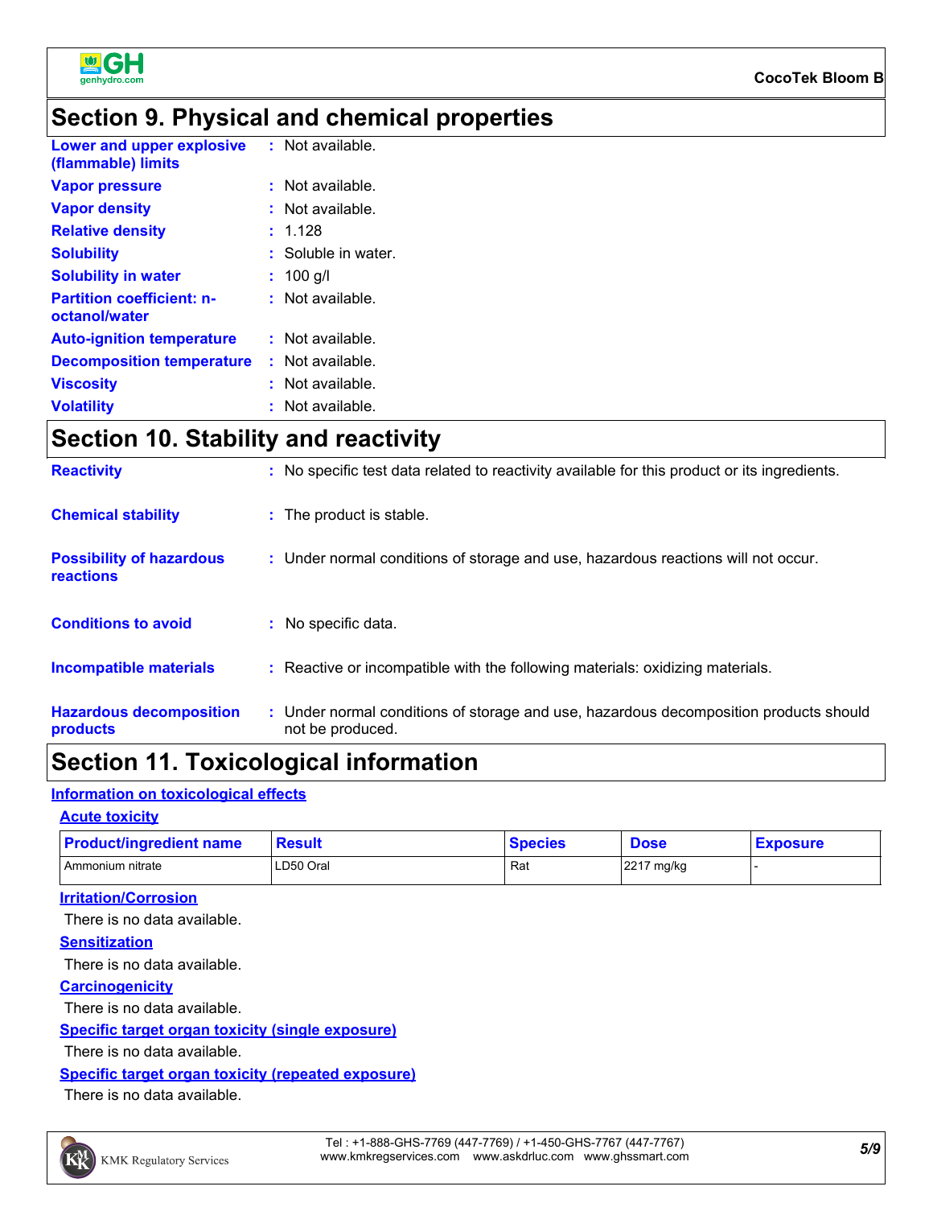## Section 9. Physical and chemical properties

| | | |
|---|---|---|
| **Lower and upper explosive (flammable) limits** | : | Not available. |
| **Vapor pressure** | : | Not available. |
| **Vapor density** | : | Not available. |
| **Relative density** | : | 1.128 |
| **Solubility** | : | Soluble in water. |
| **Solubility in water** | : | 100 g/l |
| **Partition coefficient: n-octanol/water** | : | Not available. |
| **Auto-ignition temperature** | : | Not available. |
| **Decomposition temperature** | : | Not available. |
| **Viscosity** | : | Not available. |
| **Volatility** | : | Not available. |

## Section 10. Stability and reactivity

| | | |
|---|---|---|
| **Reactivity** | : | No specific test data related to reactivity available for this product or its ingredients. |
| **Chemical stability** | : | The product is stable. |
| **Possibility of hazardous reactions** | : | Under normal conditions of storage and use, hazardous reactions will not occur. |
| **Conditions to avoid** | : | No specific data. |
| **Incompatible materials** | : | Reactive or incompatible with the following materials: oxidizing materials. |
| **Hazardous decomposition products** | : | Under normal conditions of storage and use, hazardous decomposition products should not be produced. |

## Section 11. Toxicological information

### Information on toxicological effects

#### Acute toxicity

| Product/ingredient name | Result | Species | Dose | Exposure |
|---|---|---|---|---|
| Ammonium nitrate | LD50 Oral | Rat | 2217 mg/kg | - |

#### Irritation/Corrosion

There is no data available.

#### Sensitization

There is no data available.

#### Carcinogenicity

There is no data available.

#### Specific target organ toxicity (single exposure)

There is no data available.

#### Specific target organ toxicity (repeated exposure)

There is no data available.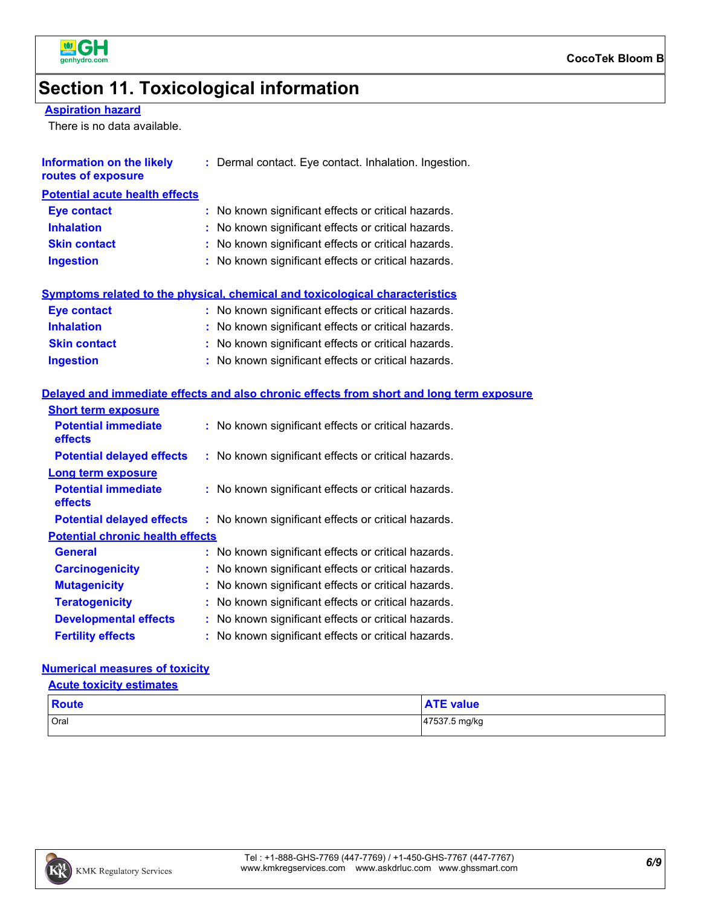# Section 11. Toxicological information

**Aspiration hazard**

There is no data available.

**Information on the likely routes of exposure** : Dermal contact. Eye contact. Inhalation. Ingestion.

**Potential acute health effects**

- **Eye contact** : No known significant effects or critical hazards.
- **Inhalation** : No known significant effects or critical hazards.
- **Skin contact** : No known significant effects or critical hazards.
- **Ingestion** : No known significant effects or critical hazards.

**Symptoms related to the physical, chemical and toxicological characteristics**

- **Eye contact** : No known significant effects or critical hazards.
- **Inhalation** : No known significant effects or critical hazards.
- **Skin contact** : No known significant effects or critical hazards.
- **Ingestion** : No known significant effects or critical hazards.

**Delayed and immediate effects and also chronic effects from short and long term exposure**

**Short term exposure**

- **Potential immediate effects** : No known significant effects or critical hazards.
- **Potential delayed effects** : No known significant effects or critical hazards.

**Long term exposure**

- **Potential immediate effects** : No known significant effects or critical hazards.
- **Potential delayed effects** : No known significant effects or critical hazards.

**Potential chronic health effects**

- **General** : No known significant effects or critical hazards.
- **Carcinogenicity** : No known significant effects or critical hazards.
- **Mutagenicity** : No known significant effects or critical hazards.
- **Teratogenicity** : No known significant effects or critical hazards.
- **Developmental effects** : No known significant effects or critical hazards.
- **Fertility effects** : No known significant effects or critical hazards.

**Numerical measures of toxicity**

**Acute toxicity estimates**

| Route | ATE value |
| --- | --- |
| Oral | 47537.5 mg/kg |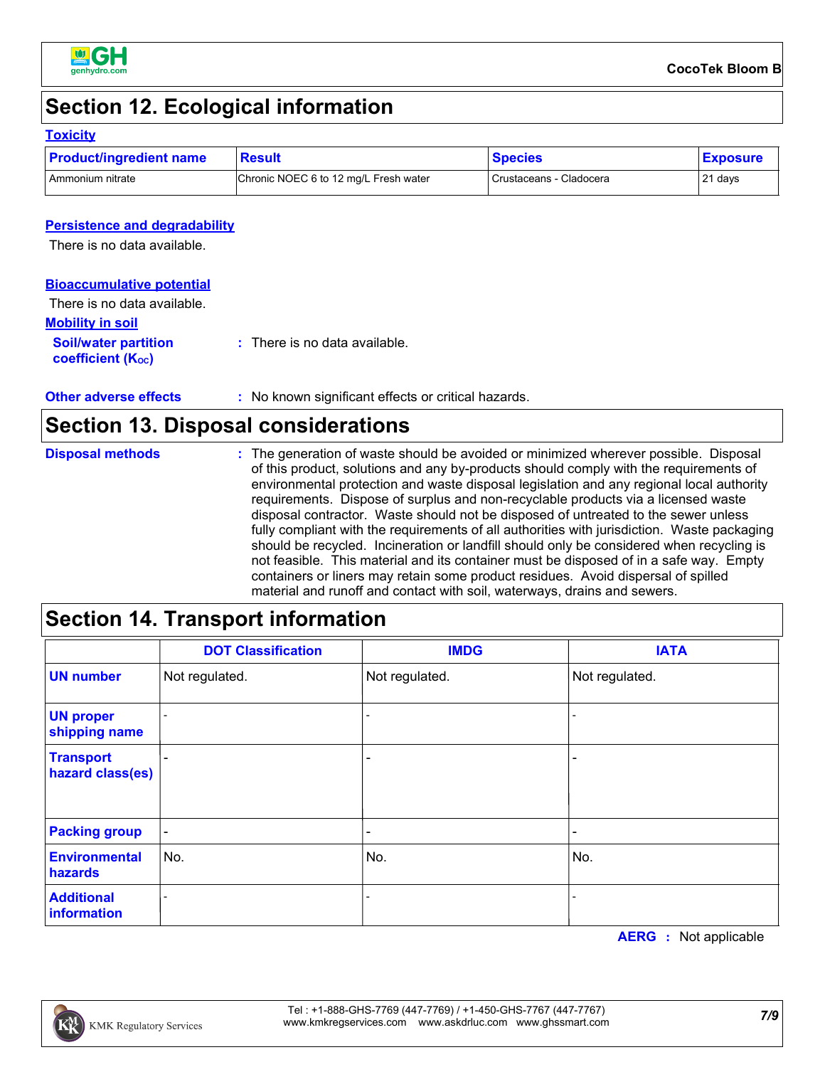## Section 12. Ecological information

### Toxicity

| Product/ingredient name | Result | Species | Exposure |
|---|---|---|---|
| Ammonium nitrate | Chronic NOEC 6 to 12 mg/L Fresh water | Crustaceans - Cladocera | 21 days |

### Persistence and degradability

There is no data available.

### Bioaccumulative potential

There is no data available.

### Mobility in soil

**Soil/water partition coefficient ($K_{OC}$)** : There is no data available.

**Other adverse effects** : No known significant effects or critical hazards.

## Section 13. Disposal considerations

**Disposal methods** : The generation of waste should be avoided or minimized wherever possible. Disposal of this product, solutions and any by-products should comply with the requirements of environmental protection and waste disposal legislation and any regional local authority requirements. Dispose of surplus and non-recyclable products via a licensed waste disposal contractor. Waste should not be disposed of untreated to the sewer unless fully compliant with the requirements of all authorities with jurisdiction. Waste packaging should be recycled. Incineration or landfill should only be considered when recycling is not feasible. This material and its container must be disposed of in a safe way. Empty containers or liners may retain some product residues. Avoid dispersal of spilled material and runoff and contact with soil, waterways, drains and sewers.

## Section 14. Transport information

| | DOT Classification | IMDG | IATA |
|---|---|---|---|
| UN number | Not regulated. | Not regulated. | Not regulated. |
| UN proper shipping name | - | - | - |
| Transport hazard class(es) | - | - | - |
| Packing group | - | - | - |
| Environmental hazards | No. | No. | No. |
| Additional information | - | - | - |

**AERG** : Not applicable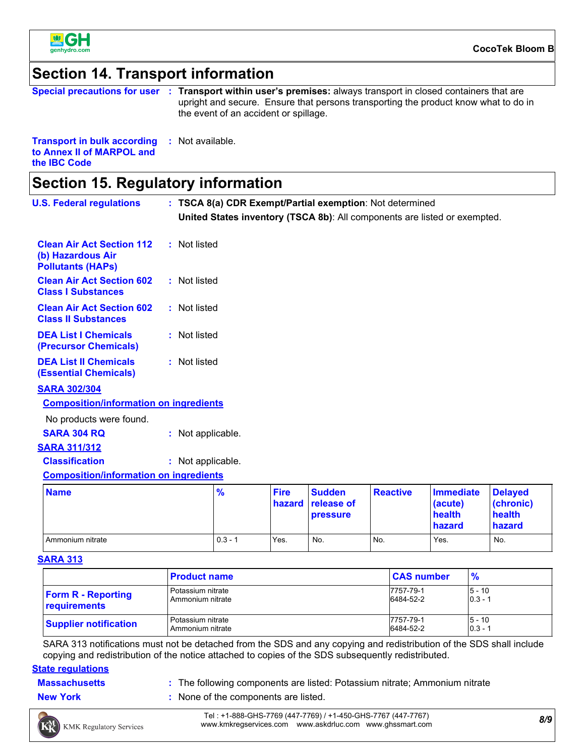## Section 14. Transport information

**Special precautions for user** : **Transport within user's premises:** always transport in closed containers that are upright and secure. Ensure that persons transporting the product know what to do in the event of an accident or spillage.

**Transport in bulk according to Annex II of MARPOL and the IBC Code** : Not available.

## Section 15. Regulatory information

**U.S. Federal regulations** : **TSCA 8(a) CDR Exempt/Partial exemption**: Not determined

**United States inventory (TSCA 8b)**: All components are listed or exempted.

**Clean Air Act Section 112 (b) Hazardous Air Pollutants (HAPs)** : Not listed

**Clean Air Act Section 602 Class I Substances** : Not listed

**Clean Air Act Section 602 Class II Substances** : Not listed

**DEA List I Chemicals (Precursor Chemicals)** : Not listed

**DEA List II Chemicals (Essential Chemicals)** : Not listed

**SARA 302/304**

**Composition/information on ingredients**

No products were found.

**SARA 304 RQ** : Not applicable.

**SARA 311/312**

**Classification** : Not applicable.

**Composition/information on ingredients**

| Name | % | Fire hazard | Sudden release of pressure | Reactive | Immediate (acute) health hazard | Delayed (chronic) health hazard |
|---|---|---|---|---|---|---|
| Ammonium nitrate | 0.3 - 1 | Yes. | No. | No. | Yes. | No. |

**SARA 313**

| | Product name | CAS number | % |
|---|---|---|---|
| **Form R - Reporting requirements** | Potassium nitrate<br>Ammonium nitrate | 7757-79-1<br>6484-52-2 | 5 - 10<br>0.3 - 1 |
| **Supplier notification** | Potassium nitrate<br>Ammonium nitrate | 7757-79-1<br>6484-52-2 | 5 - 10<br>0.3 - 1 |

SARA 313 notifications must not be detached from the SDS and any copying and redistribution of the SDS shall include copying and redistribution of the notice attached to copies of the SDS subsequently redistributed.

**State regulations**

**Massachusetts** : The following components are listed: Potassium nitrate; Ammonium nitrate

**New York** : None of the components are listed.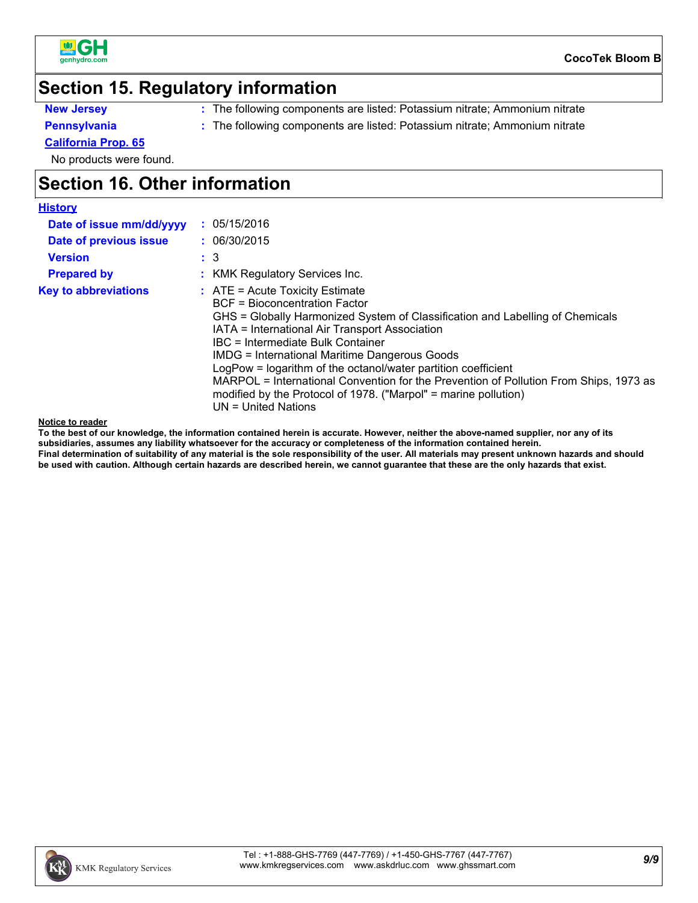## Section 15. Regulatory information

| | | |
|---|---|---|
| **New Jersey** | : | The following components are listed: Potassium nitrate; Ammonium nitrate |
| **Pennsylvania** | : | The following components are listed: Potassium nitrate; Ammonium nitrate |

**California Prop. 65**

No products were found.

## Section 16. Other information

**History**

| | | |
|---|---|---|
| **Date of issue mm/dd/yyyy** | : | 05/15/2016 |
| **Date of previous issue** | : | 06/30/2015 |
| **Version** | : | 3 |
| **Prepared by** | : | KMK Regulatory Services Inc. |

**Key to abbreviations** :
ATE = Acute Toxicity Estimate
BCF = Bioconcentration Factor
GHS = Globally Harmonized System of Classification and Labelling of Chemicals
IATA = International Air Transport Association
IBC = Intermediate Bulk Container
IMDG = International Maritime Dangerous Goods
LogPow = logarithm of the octanol/water partition coefficient
MARPOL = International Convention for the Prevention of Pollution From Ships, 1973 as modified by the Protocol of 1978. ("Marpol" = marine pollution)
UN = United Nations

**Notice to reader**

**To the best of our knowledge, the information contained herein is accurate. However, neither the above-named supplier, nor any of its subsidiaries, assumes any liability whatsoever for the accuracy or completeness of the information contained herein.**
**Final determination of suitability of any material is the sole responsibility of the user. All materials may present unknown hazards and should be used with caution. Although certain hazards are described herein, we cannot guarantee that these are the only hazards that exist.**